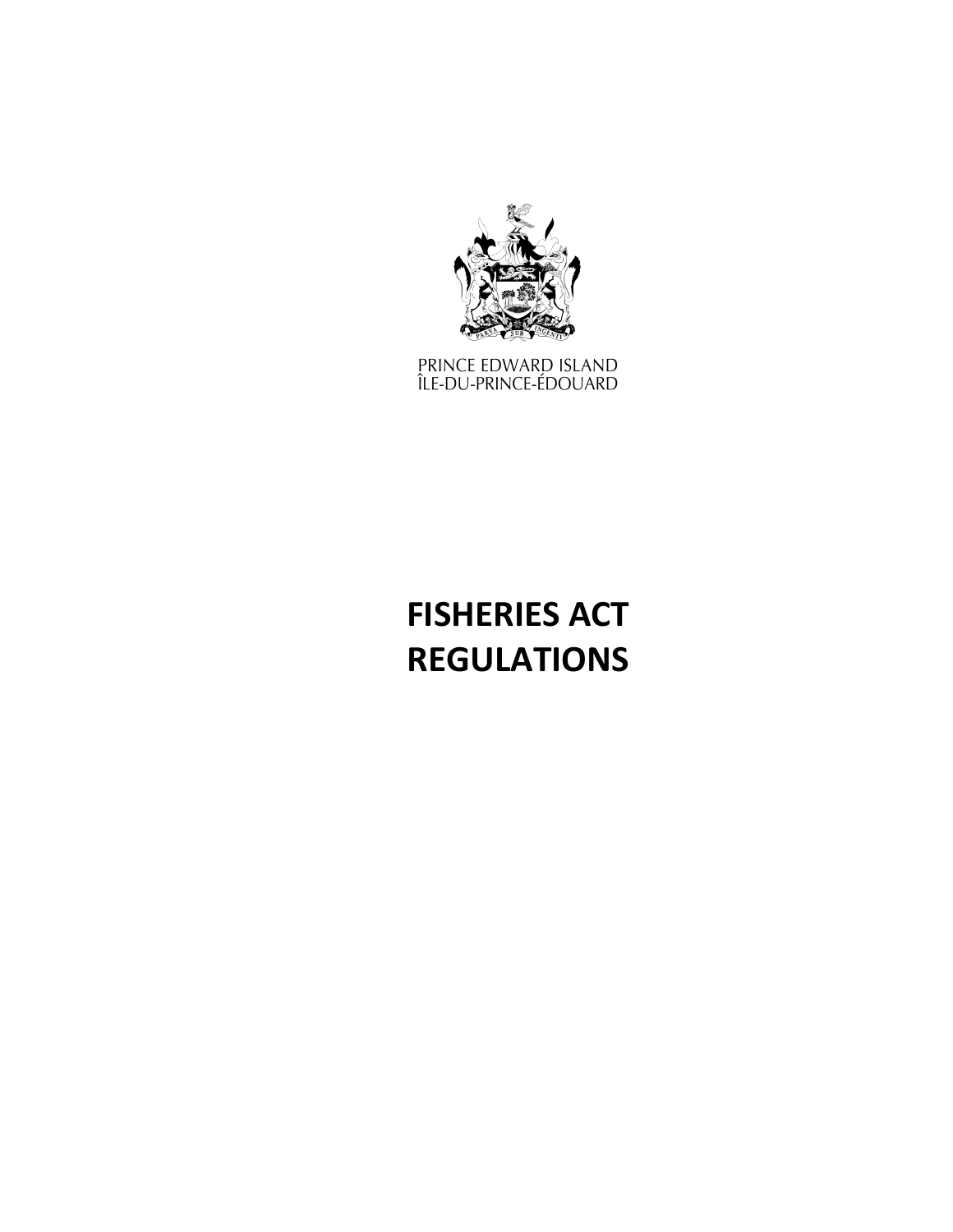PRINCE EDWARD ISLAND
ÎLE-DU-PRINCE-ÉDOUARD

# FISHERIES ACT
# REGULATIONS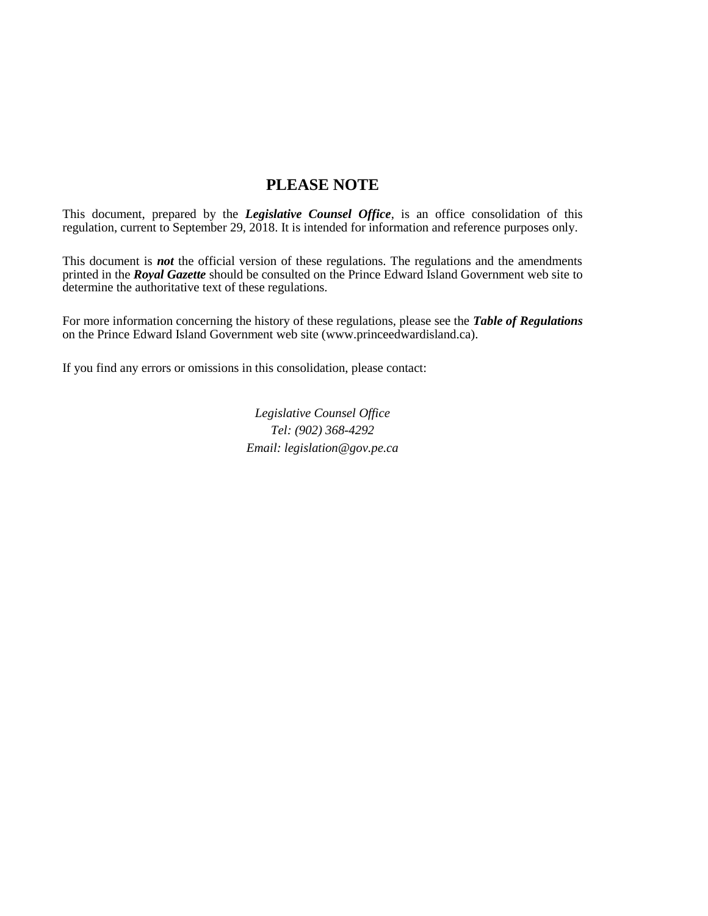## PLEASE NOTE

This document, prepared by the ***Legislative Counsel Office***, is an office consolidation of this regulation, current to September 29, 2018. It is intended for information and reference purposes only.

This document is ***not*** the official version of these regulations. The regulations and the amendments printed in the ***Royal Gazette*** should be consulted on the Prince Edward Island Government web site to determine the authoritative text of these regulations.

For more information concerning the history of these regulations, please see the ***Table of Regulations*** on the Prince Edward Island Government web site (www.princeedwardisland.ca).

If you find any errors or omissions in this consolidation, please contact:

*Legislative Counsel Office*
*Tel: (902) 368-4292*
*Email: legislation@gov.pe.ca*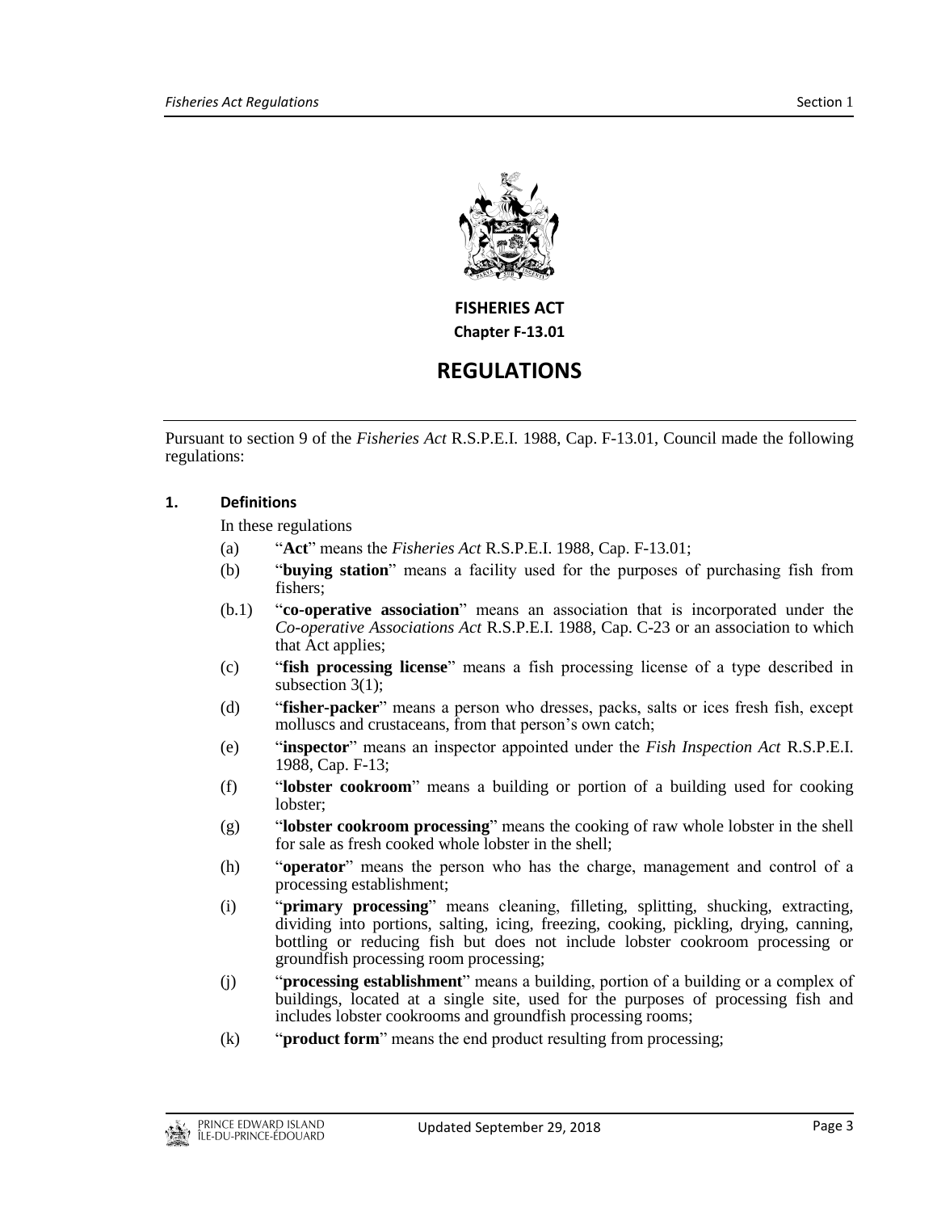# FISHERIES ACT

## Chapter F-13.01

# REGULATIONS

Pursuant to section 9 of the *Fisheries Act* R.S.P.E.I. 1988, Cap. F-13.01, Council made the following regulations:

### 1. Definitions

In these regulations

(a) "**Act**" means the *Fisheries Act* R.S.P.E.I. 1988, Cap. F-13.01;

(b) "**buying station**" means a facility used for the purposes of purchasing fish from fishers;

(b.1) "**co-operative association**" means an association that is incorporated under the *Co-operative Associations Act* R.S.P.E.I. 1988, Cap. C-23 or an association to which that Act applies;

(c) "**fish processing license**" means a fish processing license of a type described in subsection 3(1);

(d) "**fisher-packer**" means a person who dresses, packs, salts or ices fresh fish, except molluscs and crustaceans, from that person's own catch;

(e) "**inspector**" means an inspector appointed under the *Fish Inspection Act* R.S.P.E.I. 1988, Cap. F-13;

(f) "**lobster cookroom**" means a building or portion of a building used for cooking lobster;

(g) "**lobster cookroom processing**" means the cooking of raw whole lobster in the shell for sale as fresh cooked whole lobster in the shell;

(h) "**operator**" means the person who has the charge, management and control of a processing establishment;

(i) "**primary processing**" means cleaning, filleting, splitting, shucking, extracting, dividing into portions, salting, icing, freezing, cooking, pickling, drying, canning, bottling or reducing fish but does not include lobster cookroom processing or groundfish processing room processing;

(j) "**processing establishment**" means a building, portion of a building or a complex of buildings, located at a single site, used for the purposes of processing fish and includes lobster cookrooms and groundfish processing rooms;

(k) "**product form**" means the end product resulting from processing;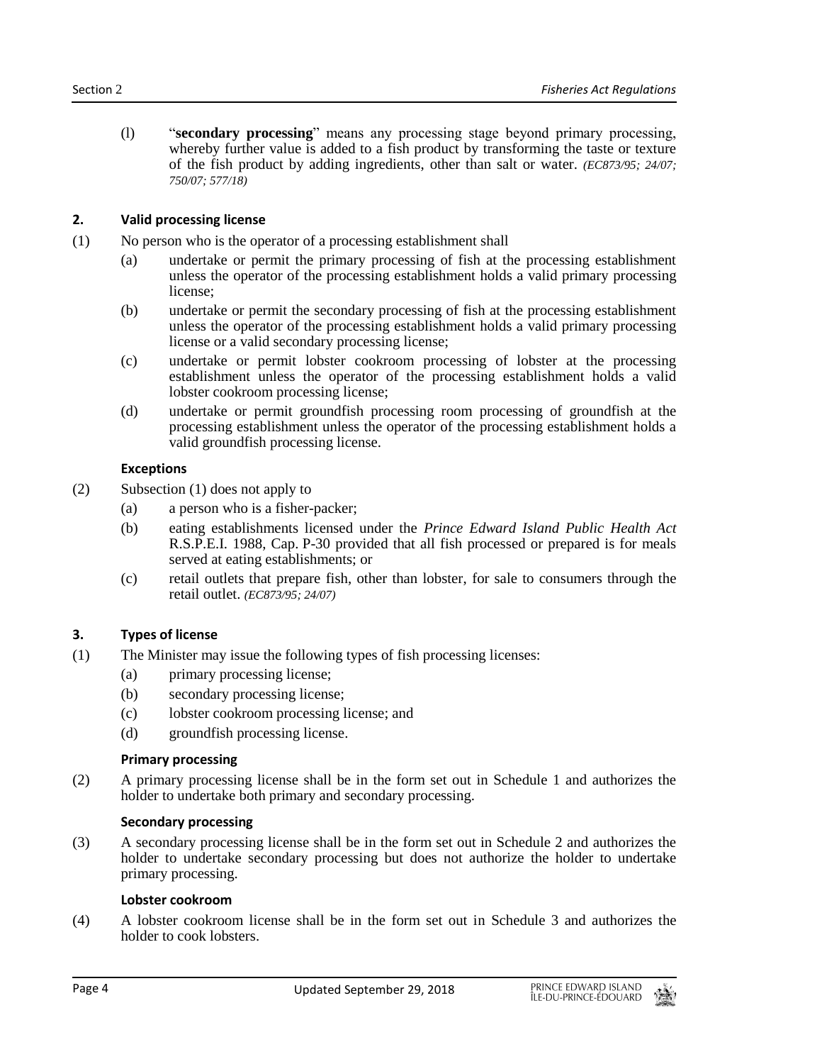(l) "**secondary processing**" means any processing stage beyond primary processing, whereby further value is added to a fish product by transforming the taste or texture of the fish product by adding ingredients, other than salt or water. *(EC873/95; 24/07; 750/07; 577/18)*

### 2. Valid processing license

(1) No person who is the operator of a processing establishment shall

- (a) undertake or permit the primary processing of fish at the processing establishment unless the operator of the processing establishment holds a valid primary processing license;
- (b) undertake or permit the secondary processing of fish at the processing establishment unless the operator of the processing establishment holds a valid primary processing license or a valid secondary processing license;
- (c) undertake or permit lobster cookroom processing of lobster at the processing establishment unless the operator of the processing establishment holds a valid lobster cookroom processing license;
- (d) undertake or permit groundfish processing room processing of groundfish at the processing establishment unless the operator of the processing establishment holds a valid groundfish processing license.

**Exceptions**

(2) Subsection (1) does not apply to

- (a) a person who is a fisher-packer;
- (b) eating establishments licensed under the *Prince Edward Island Public Health Act* R.S.P.E.I. 1988, Cap. P-30 provided that all fish processed or prepared is for meals served at eating establishments; or
- (c) retail outlets that prepare fish, other than lobster, for sale to consumers through the retail outlet. *(EC873/95; 24/07)*

### 3. Types of license

(1) The Minister may issue the following types of fish processing licenses:

- (a) primary processing license;
- (b) secondary processing license;
- (c) lobster cookroom processing license; and
- (d) groundfish processing license.

**Primary processing**

(2) A primary processing license shall be in the form set out in Schedule 1 and authorizes the holder to undertake both primary and secondary processing.

**Secondary processing**

(3) A secondary processing license shall be in the form set out in Schedule 2 and authorizes the holder to undertake secondary processing but does not authorize the holder to undertake primary processing.

**Lobster cookroom**

(4) A lobster cookroom license shall be in the form set out in Schedule 3 and authorizes the holder to cook lobsters.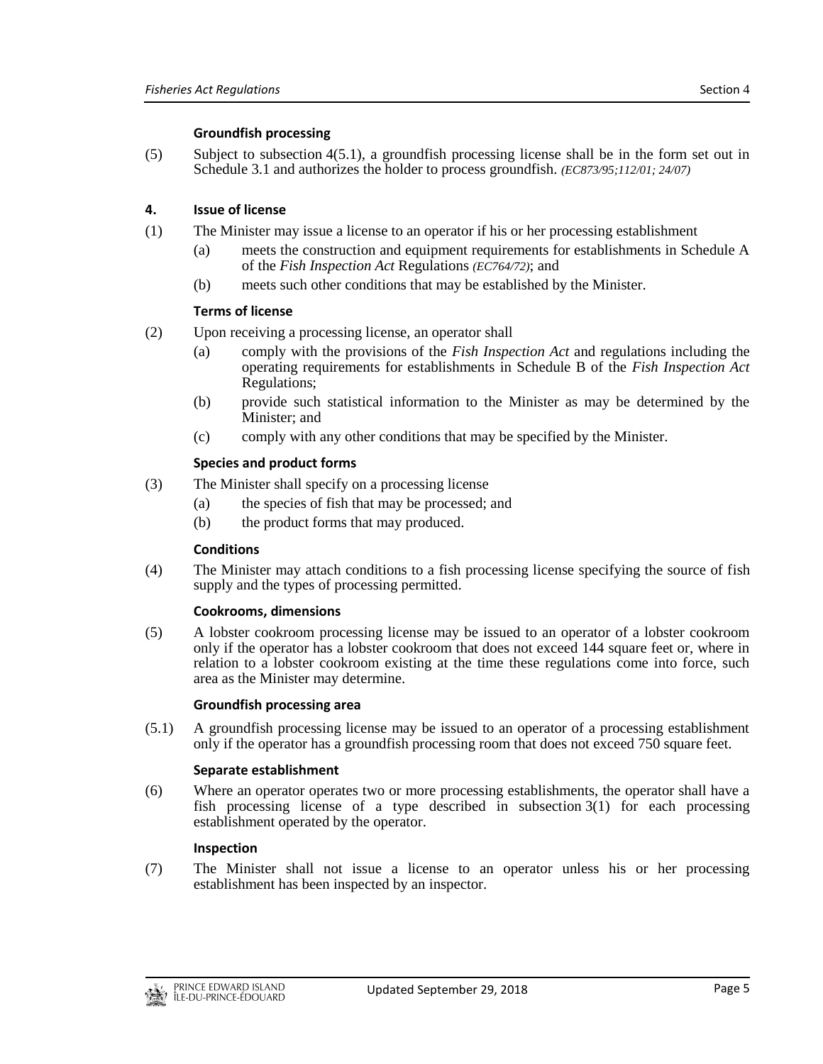**Groundfish processing**

(5) Subject to subsection 4(5.1), a groundfish processing license shall be in the form set out in Schedule 3.1 and authorizes the holder to process groundfish. *(EC873/95;112/01; 24/07)*

## 4. Issue of license

(1) The Minister may issue a license to an operator if his or her processing establishment

(a) meets the construction and equipment requirements for establishments in Schedule A of the *Fish Inspection Act* Regulations *(EC764/72)*; and

(b) meets such other conditions that may be established by the Minister.

**Terms of license**

(2) Upon receiving a processing license, an operator shall

(a) comply with the provisions of the *Fish Inspection Act* and regulations including the operating requirements for establishments in Schedule B of the *Fish Inspection Act* Regulations;

(b) provide such statistical information to the Minister as may be determined by the Minister; and

(c) comply with any other conditions that may be specified by the Minister.

**Species and product forms**

(3) The Minister shall specify on a processing license

(a) the species of fish that may be processed; and

(b) the product forms that may produced.

**Conditions**

(4) The Minister may attach conditions to a fish processing license specifying the source of fish supply and the types of processing permitted.

**Cookrooms, dimensions**

(5) A lobster cookroom processing license may be issued to an operator of a lobster cookroom only if the operator has a lobster cookroom that does not exceed 144 square feet or, where in relation to a lobster cookroom existing at the time these regulations come into force, such area as the Minister may determine.

**Groundfish processing area**

(5.1) A groundfish processing license may be issued to an operator of a processing establishment only if the operator has a groundfish processing room that does not exceed 750 square feet.

**Separate establishment**

(6) Where an operator operates two or more processing establishments, the operator shall have a fish processing license of a type described in subsection 3(1) for each processing establishment operated by the operator.

**Inspection**

(7) The Minister shall not issue a license to an operator unless his or her processing establishment has been inspected by an inspector.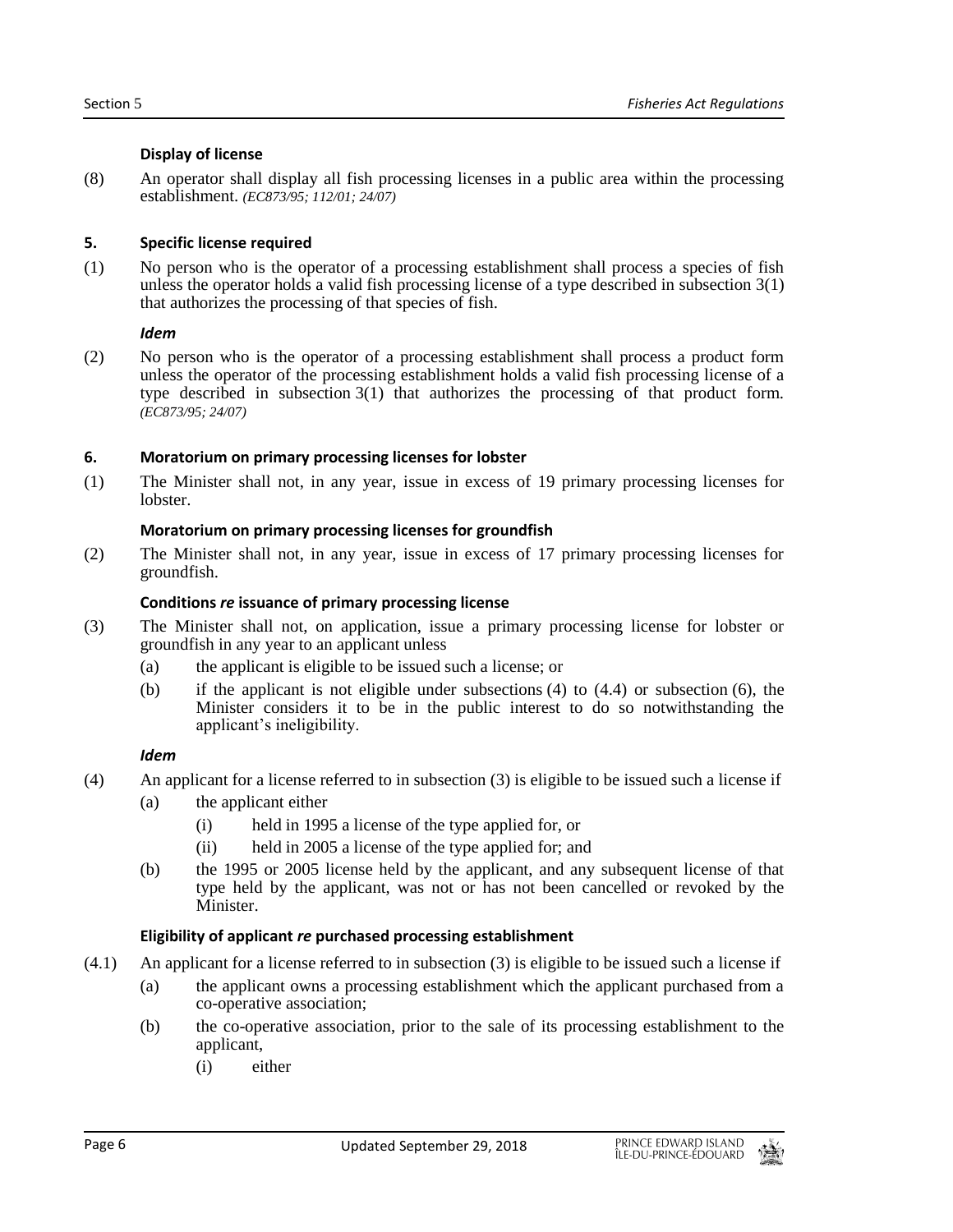**Display of license**

(8) An operator shall display all fish processing licenses in a public area within the processing establishment. *(EC873/95; 112/01; 24/07)*

## 5. Specific license required

(1) No person who is the operator of a processing establishment shall process a species of fish unless the operator holds a valid fish processing license of a type described in subsection 3(1) that authorizes the processing of that species of fish.

***Idem***

(2) No person who is the operator of a processing establishment shall process a product form unless the operator of the processing establishment holds a valid fish processing license of a type described in subsection 3(1) that authorizes the processing of that product form. *(EC873/95; 24/07)*

## 6. Moratorium on primary processing licenses for lobster

(1) The Minister shall not, in any year, issue in excess of 19 primary processing licenses for lobster.

**Moratorium on primary processing licenses for groundfish**

(2) The Minister shall not, in any year, issue in excess of 17 primary processing licenses for groundfish.

**Conditions *re* issuance of primary processing license**

(3) The Minister shall not, on application, issue a primary processing license for lobster or groundfish in any year to an applicant unless

- (a) the applicant is eligible to be issued such a license; or
- (b) if the applicant is not eligible under subsections (4) to (4.4) or subsection (6), the Minister considers it to be in the public interest to do so notwithstanding the applicant's ineligibility.

***Idem***

(4) An applicant for a license referred to in subsection (3) is eligible to be issued such a license if

- (a) the applicant either
  - (i) held in 1995 a license of the type applied for, or
  - (ii) held in 2005 a license of the type applied for; and
- (b) the 1995 or 2005 license held by the applicant, and any subsequent license of that type held by the applicant, was not or has not been cancelled or revoked by the Minister.

**Eligibility of applicant *re* purchased processing establishment**

(4.1) An applicant for a license referred to in subsection (3) is eligible to be issued such a license if

- (a) the applicant owns a processing establishment which the applicant purchased from a co-operative association;
- (b) the co-operative association, prior to the sale of its processing establishment to the applicant,
  - (i) either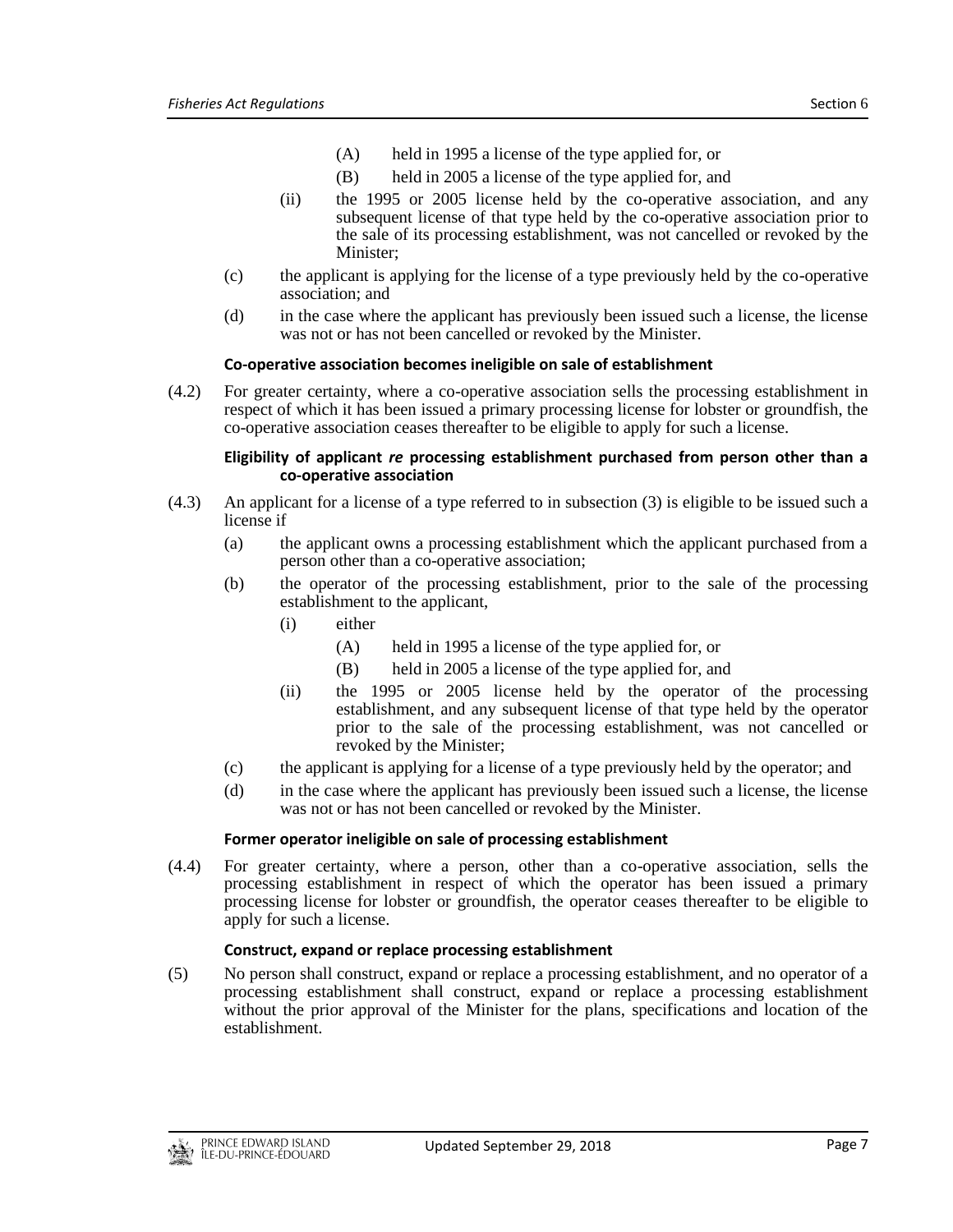(A) held in 1995 a license of the type applied for, or

(B) held in 2005 a license of the type applied for, and

(ii) the 1995 or 2005 license held by the co-operative association, and any subsequent license of that type held by the co-operative association prior to the sale of its processing establishment, was not cancelled or revoked by the Minister;

(c) the applicant is applying for the license of a type previously held by the co-operative association; and

(d) in the case where the applicant has previously been issued such a license, the license was not or has not been cancelled or revoked by the Minister.

**Co-operative association becomes ineligible on sale of establishment**

(4.2) For greater certainty, where a co-operative association sells the processing establishment in respect of which it has been issued a primary processing license for lobster or groundfish, the co-operative association ceases thereafter to be eligible to apply for such a license.

**Eligibility of applicant *re* processing establishment purchased from person other than a co-operative association**

(4.3) An applicant for a license of a type referred to in subsection (3) is eligible to be issued such a license if

(a) the applicant owns a processing establishment which the applicant purchased from a person other than a co-operative association;

(b) the operator of the processing establishment, prior to the sale of the processing establishment to the applicant,

(i) either

(A) held in 1995 a license of the type applied for, or

(B) held in 2005 a license of the type applied for, and

(ii) the 1995 or 2005 license held by the operator of the processing establishment, and any subsequent license of that type held by the operator prior to the sale of the processing establishment, was not cancelled or revoked by the Minister;

(c) the applicant is applying for a license of a type previously held by the operator; and

(d) in the case where the applicant has previously been issued such a license, the license was not or has not been cancelled or revoked by the Minister.

**Former operator ineligible on sale of processing establishment**

(4.4) For greater certainty, where a person, other than a co-operative association, sells the processing establishment in respect of which the operator has been issued a primary processing license for lobster or groundfish, the operator ceases thereafter to be eligible to apply for such a license.

**Construct, expand or replace processing establishment**

(5) No person shall construct, expand or replace a processing establishment, and no operator of a processing establishment shall construct, expand or replace a processing establishment without the prior approval of the Minister for the plans, specifications and location of the establishment.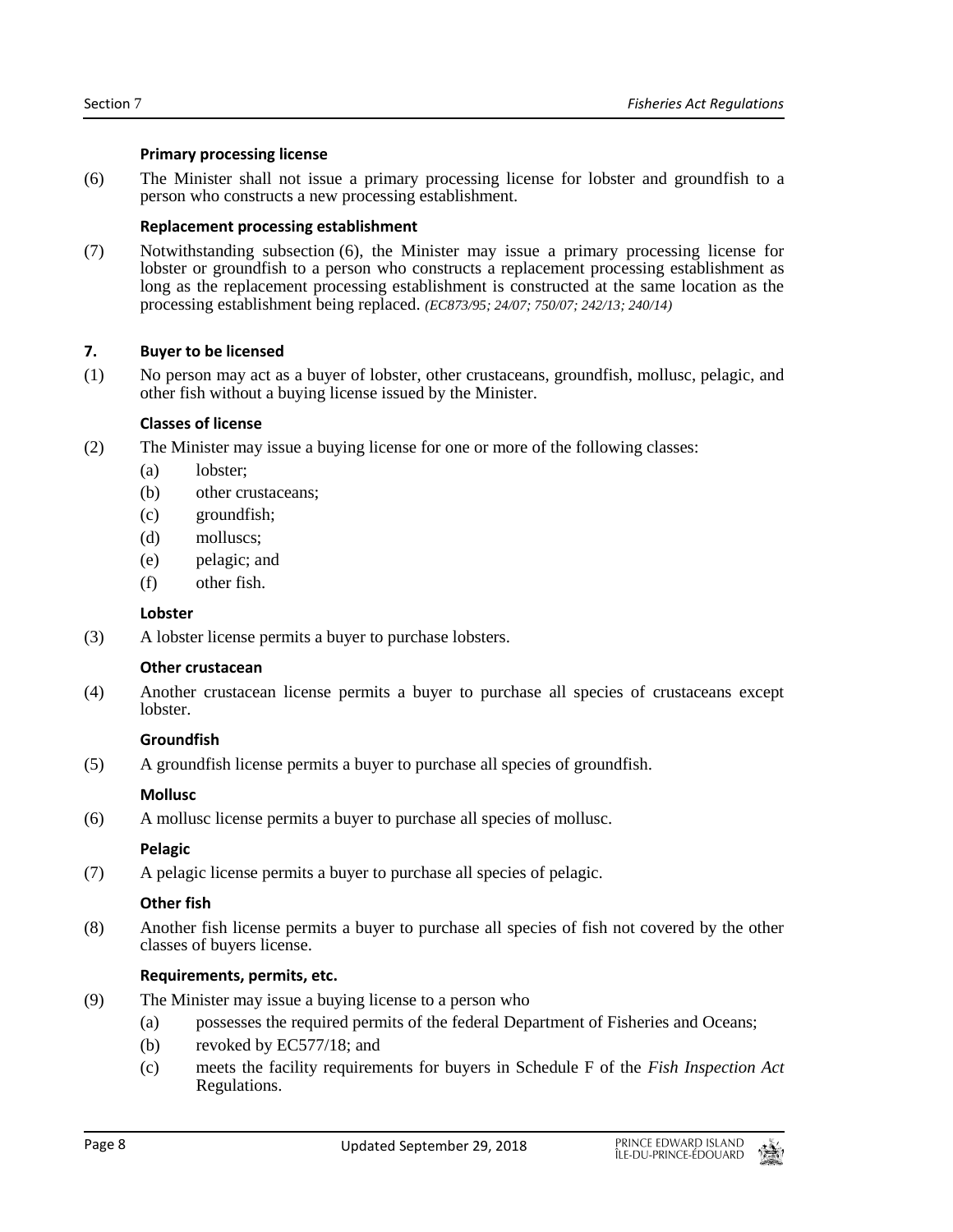**Primary processing license**

(6) The Minister shall not issue a primary processing license for lobster and groundfish to a person who constructs a new processing establishment.

**Replacement processing establishment**

(7) Notwithstanding subsection (6), the Minister may issue a primary processing license for lobster or groundfish to a person who constructs a replacement processing establishment as long as the replacement processing establishment is constructed at the same location as the processing establishment being replaced. *(EC873/95; 24/07; 750/07; 242/13; 240/14)*

### 7. Buyer to be licensed

(1) No person may act as a buyer of lobster, other crustaceans, groundfish, mollusc, pelagic, and other fish without a buying license issued by the Minister.

**Classes of license**

(2) The Minister may issue a buying license for one or more of the following classes:

- (a) lobster;
- (b) other crustaceans;
- (c) groundfish;
- (d) molluscs;
- (e) pelagic; and
- (f) other fish.

**Lobster**

(3) A lobster license permits a buyer to purchase lobsters.

**Other crustacean**

(4) Another crustacean license permits a buyer to purchase all species of crustaceans except lobster.

**Groundfish**

(5) A groundfish license permits a buyer to purchase all species of groundfish.

**Mollusc**

(6) A mollusc license permits a buyer to purchase all species of mollusc.

**Pelagic**

(7) A pelagic license permits a buyer to purchase all species of pelagic.

**Other fish**

(8) Another fish license permits a buyer to purchase all species of fish not covered by the other classes of buyers license.

**Requirements, permits, etc.**

(9) The Minister may issue a buying license to a person who

- (a) possesses the required permits of the federal Department of Fisheries and Oceans;
- (b) revoked by EC577/18; and
- (c) meets the facility requirements for buyers in Schedule F of the *Fish Inspection Act* Regulations.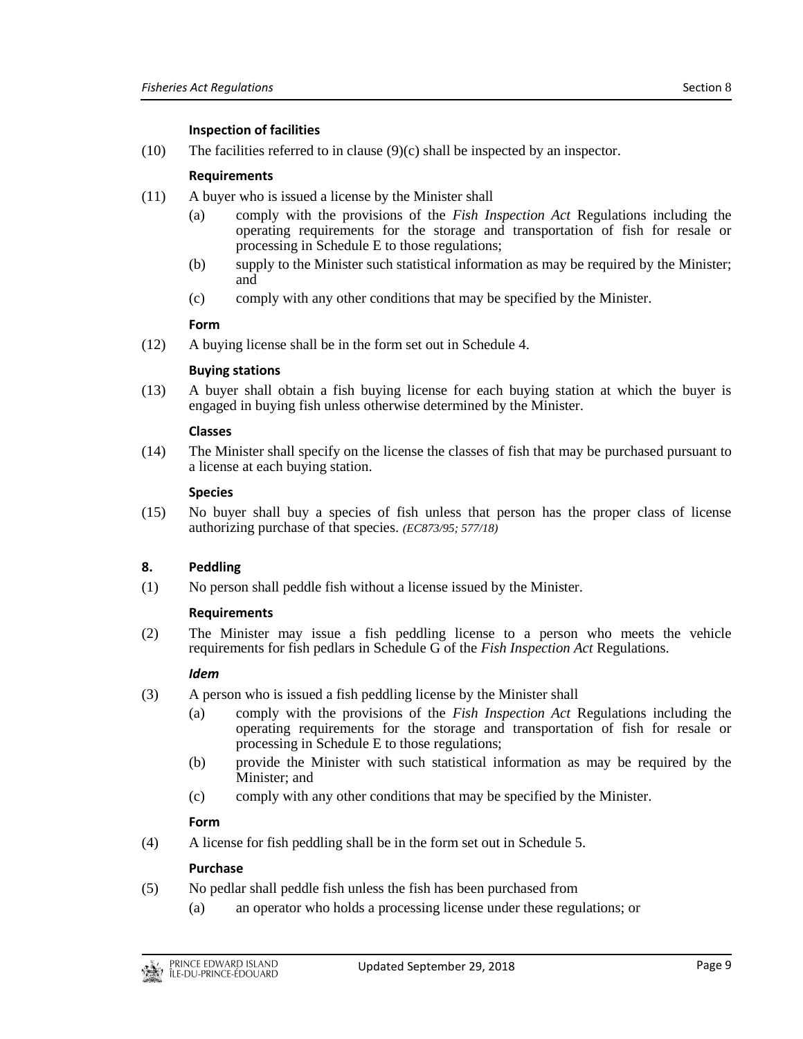**Inspection of facilities**

(10) The facilities referred to in clause (9)(c) shall be inspected by an inspector.

**Requirements**

(11) A buyer who is issued a license by the Minister shall

- (a) comply with the provisions of the *Fish Inspection Act* Regulations including the operating requirements for the storage and transportation of fish for resale or processing in Schedule E to those regulations;
- (b) supply to the Minister such statistical information as may be required by the Minister; and
- (c) comply with any other conditions that may be specified by the Minister.

**Form**

(12) A buying license shall be in the form set out in Schedule 4.

**Buying stations**

(13) A buyer shall obtain a fish buying license for each buying station at which the buyer is engaged in buying fish unless otherwise determined by the Minister.

**Classes**

(14) The Minister shall specify on the license the classes of fish that may be purchased pursuant to a license at each buying station.

**Species**

(15) No buyer shall buy a species of fish unless that person has the proper class of license authorizing purchase of that species. *(EC873/95; 577/18)*

## 8. Peddling

(1) No person shall peddle fish without a license issued by the Minister.

**Requirements**

(2) The Minister may issue a fish peddling license to a person who meets the vehicle requirements for fish pedlars in Schedule G of the *Fish Inspection Act* Regulations.

***Idem***

(3) A person who is issued a fish peddling license by the Minister shall

- (a) comply with the provisions of the *Fish Inspection Act* Regulations including the operating requirements for the storage and transportation of fish for resale or processing in Schedule E to those regulations;
- (b) provide the Minister with such statistical information as may be required by the Minister; and
- (c) comply with any other conditions that may be specified by the Minister.

**Form**

(4) A license for fish peddling shall be in the form set out in Schedule 5.

**Purchase**

(5) No pedlar shall peddle fish unless the fish has been purchased from

- (a) an operator who holds a processing license under these regulations; or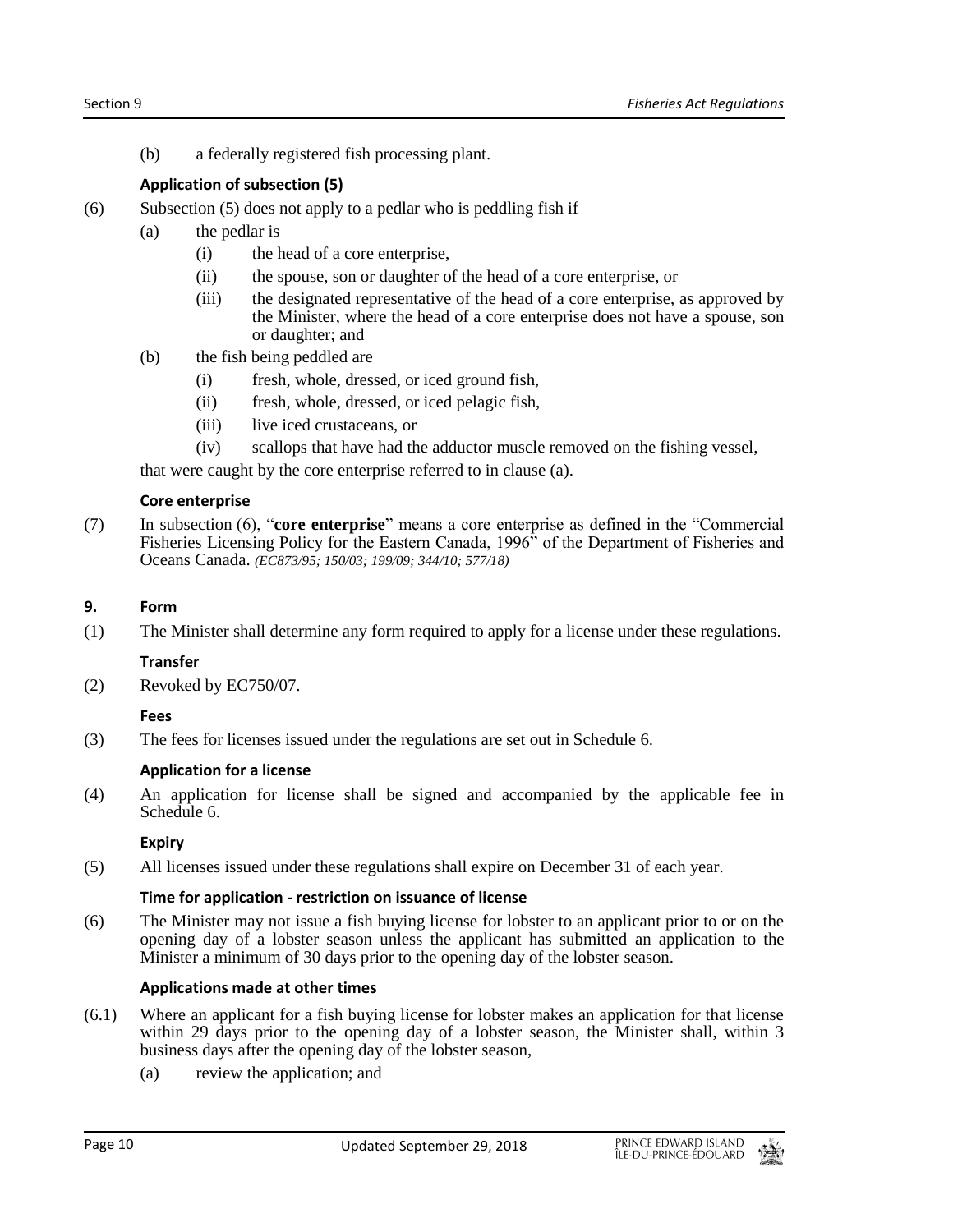(b) a federally registered fish processing plant.

**Application of subsection (5)**

(6) Subsection (5) does not apply to a pedlar who is peddling fish if

- (a) the pedlar is
  - (i) the head of a core enterprise,
  - (ii) the spouse, son or daughter of the head of a core enterprise, or
  - (iii) the designated representative of the head of a core enterprise, as approved by the Minister, where the head of a core enterprise does not have a spouse, son or daughter; and
- (b) the fish being peddled are
  - (i) fresh, whole, dressed, or iced ground fish,
  - (ii) fresh, whole, dressed, or iced pelagic fish,
  - (iii) live iced crustaceans, or
  - (iv) scallops that have had the adductor muscle removed on the fishing vessel,

that were caught by the core enterprise referred to in clause (a).

**Core enterprise**

(7) In subsection (6), "**core enterprise**" means a core enterprise as defined in the "Commercial Fisheries Licensing Policy for the Eastern Canada, 1996" of the Department of Fisheries and Oceans Canada. *(EC873/95; 150/03; 199/09; 344/10; 577/18)*

**9. Form**

(1) The Minister shall determine any form required to apply for a license under these regulations.

**Transfer**

(2) Revoked by EC750/07.

**Fees**

(3) The fees for licenses issued under the regulations are set out in Schedule 6.

**Application for a license**

(4) An application for license shall be signed and accompanied by the applicable fee in Schedule 6.

**Expiry**

(5) All licenses issued under these regulations shall expire on December 31 of each year.

**Time for application - restriction on issuance of license**

(6) The Minister may not issue a fish buying license for lobster to an applicant prior to or on the opening day of a lobster season unless the applicant has submitted an application to the Minister a minimum of 30 days prior to the opening day of the lobster season.

**Applications made at other times**

(6.1) Where an applicant for a fish buying license for lobster makes an application for that license within 29 days prior to the opening day of a lobster season, the Minister shall, within 3 business days after the opening day of the lobster season,

- (a) review the application; and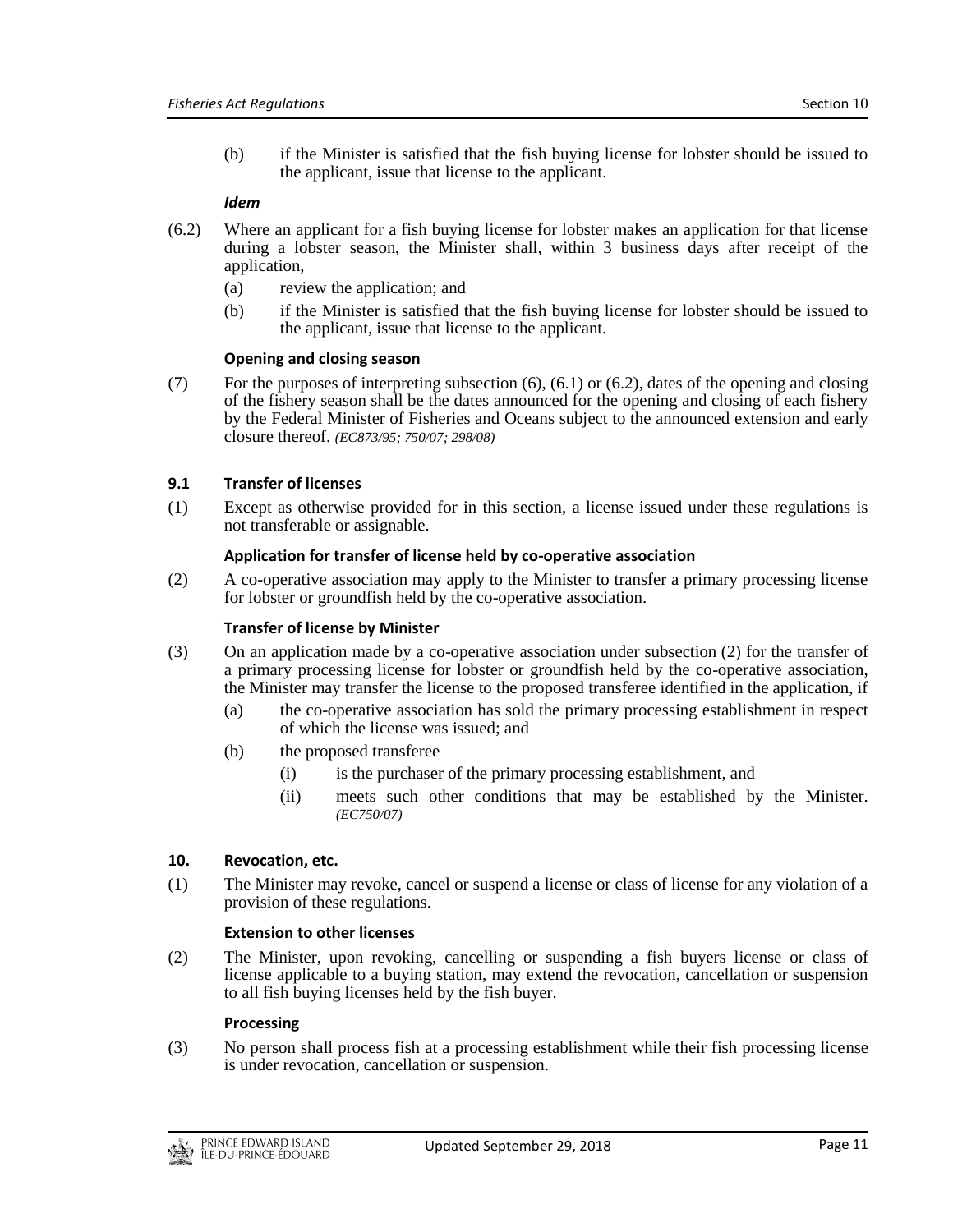(b) if the Minister is satisfied that the fish buying license for lobster should be issued to the applicant, issue that license to the applicant.

***Idem***

(6.2) Where an applicant for a fish buying license for lobster makes an application for that license during a lobster season, the Minister shall, within 3 business days after receipt of the application,

(a) review the application; and

(b) if the Minister is satisfied that the fish buying license for lobster should be issued to the applicant, issue that license to the applicant.

**Opening and closing season**

(7) For the purposes of interpreting subsection (6), (6.1) or (6.2), dates of the opening and closing of the fishery season shall be the dates announced for the opening and closing of each fishery by the Federal Minister of Fisheries and Oceans subject to the announced extension and early closure thereof. *(EC873/95; 750/07; 298/08)*

### 9.1 Transfer of licenses

(1) Except as otherwise provided for in this section, a license issued under these regulations is not transferable or assignable.

**Application for transfer of license held by co-operative association**

(2) A co-operative association may apply to the Minister to transfer a primary processing license for lobster or groundfish held by the co-operative association.

**Transfer of license by Minister**

(3) On an application made by a co-operative association under subsection (2) for the transfer of a primary processing license for lobster or groundfish held by the co-operative association, the Minister may transfer the license to the proposed transferee identified in the application, if

(a) the co-operative association has sold the primary processing establishment in respect of which the license was issued; and

(b) the proposed transferee

(i) is the purchaser of the primary processing establishment, and

(ii) meets such other conditions that may be established by the Minister. *(EC750/07)*

### 10. Revocation, etc.

(1) The Minister may revoke, cancel or suspend a license or class of license for any violation of a provision of these regulations.

**Extension to other licenses**

(2) The Minister, upon revoking, cancelling or suspending a fish buyers license or class of license applicable to a buying station, may extend the revocation, cancellation or suspension to all fish buying licenses held by the fish buyer.

**Processing**

(3) No person shall process fish at a processing establishment while their fish processing license is under revocation, cancellation or suspension.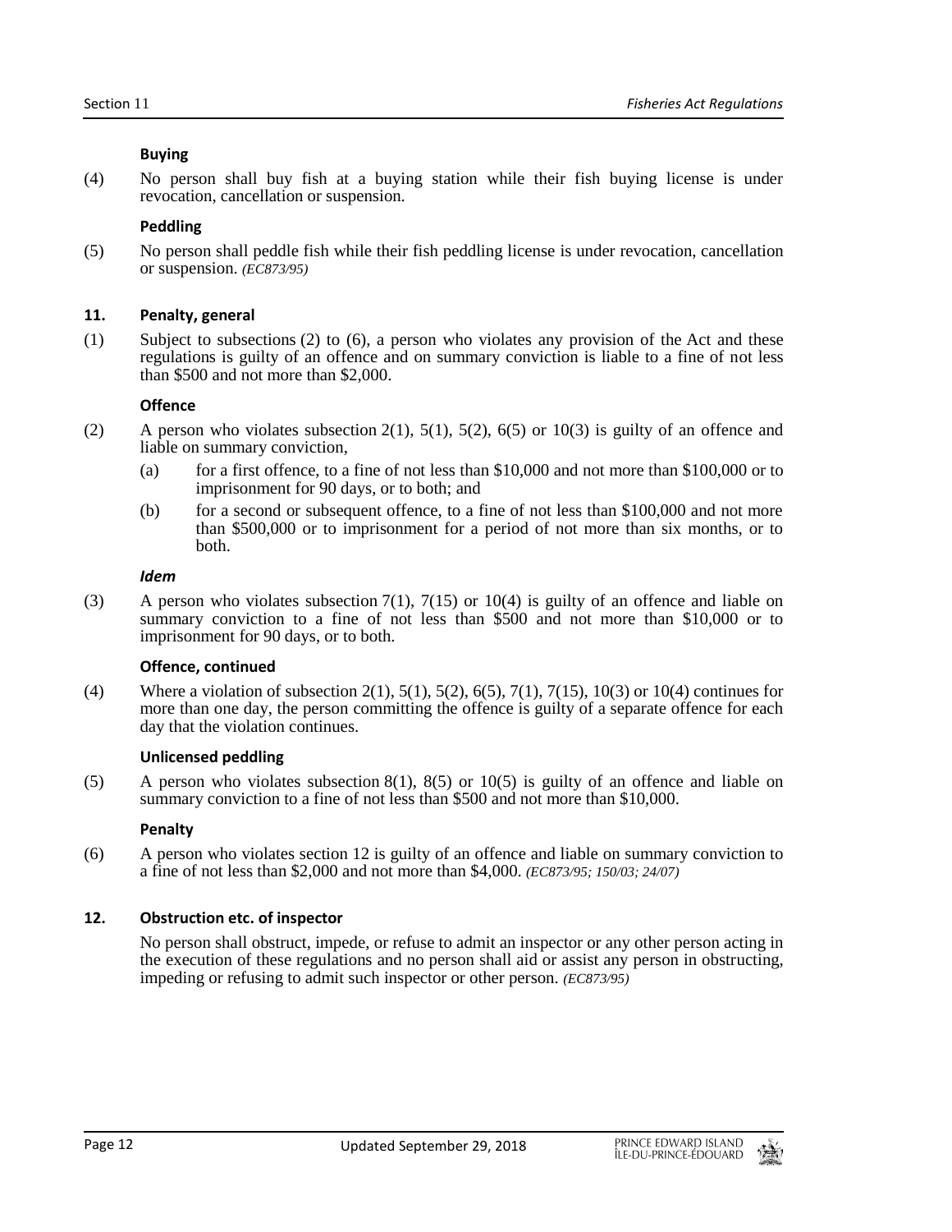**Buying**

(4) No person shall buy fish at a buying station while their fish buying license is under revocation, cancellation or suspension.

**Peddling**

(5) No person shall peddle fish while their fish peddling license is under revocation, cancellation or suspension. *(EC873/95)*

### 11. Penalty, general

(1) Subject to subsections (2) to (6), a person who violates any provision of the Act and these regulations is guilty of an offence and on summary conviction is liable to a fine of not less than $500 and not more than $2,000.

**Offence**

(2) A person who violates subsection 2(1), 5(1), 5(2), 6(5) or 10(3) is guilty of an offence and liable on summary conviction,

- (a) for a first offence, to a fine of not less than $10,000 and not more than $100,000 or to imprisonment for 90 days, or to both; and
- (b) for a second or subsequent offence, to a fine of not less than $100,000 and not more than $500,000 or to imprisonment for a period of not more than six months, or to both.

***Idem***

(3) A person who violates subsection 7(1), 7(15) or 10(4) is guilty of an offence and liable on summary conviction to a fine of not less than $500 and not more than $10,000 or to imprisonment for 90 days, or to both.

**Offence, continued**

(4) Where a violation of subsection 2(1), 5(1), 5(2), 6(5), 7(1), 7(15), 10(3) or 10(4) continues for more than one day, the person committing the offence is guilty of a separate offence for each day that the violation continues.

**Unlicensed peddling**

(5) A person who violates subsection 8(1), 8(5) or 10(5) is guilty of an offence and liable on summary conviction to a fine of not less than $500 and not more than $10,000.

**Penalty**

(6) A person who violates section 12 is guilty of an offence and liable on summary conviction to a fine of not less than $2,000 and not more than $4,000. *(EC873/95; 150/03; 24/07)*

### 12. Obstruction etc. of inspector

No person shall obstruct, impede, or refuse to admit an inspector or any other person acting in the execution of these regulations and no person shall aid or assist any person in obstructing, impeding or refusing to admit such inspector or other person. *(EC873/95)*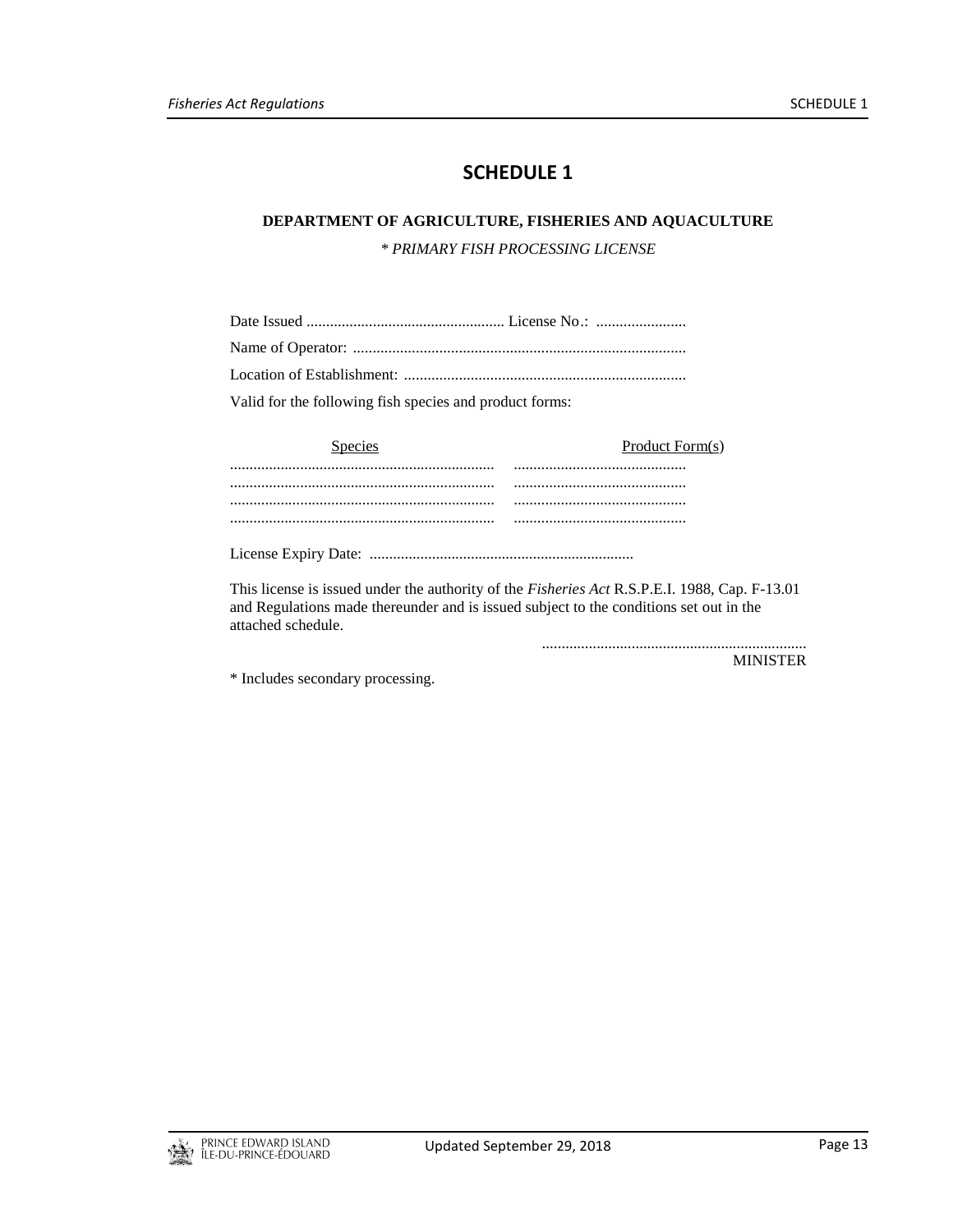# SCHEDULE 1

**DEPARTMENT OF AGRICULTURE, FISHERIES AND AQUACULTURE**

*\* PRIMARY FISH PROCESSING LICENSE*

Date Issued .................................................. License No.: .......................

Name of Operator: ....................................................................................

Location of Establishment: ........................................................................

Valid for the following fish species and product forms:

| Species | Product Form(s) |
|---|---|
| ................................................................... | ............................................ |
| ................................................................... | ............................................ |
| ................................................................... | ............................................ |
| ................................................................... | ............................................ |

License Expiry Date: ...................................................................

This license is issued under the authority of the *Fisheries Act* R.S.P.E.I. 1988, Cap. F-13.01 and Regulations made thereunder and is issued subject to the conditions set out in the attached schedule.

...................................................................
MINISTER

\* Includes secondary processing.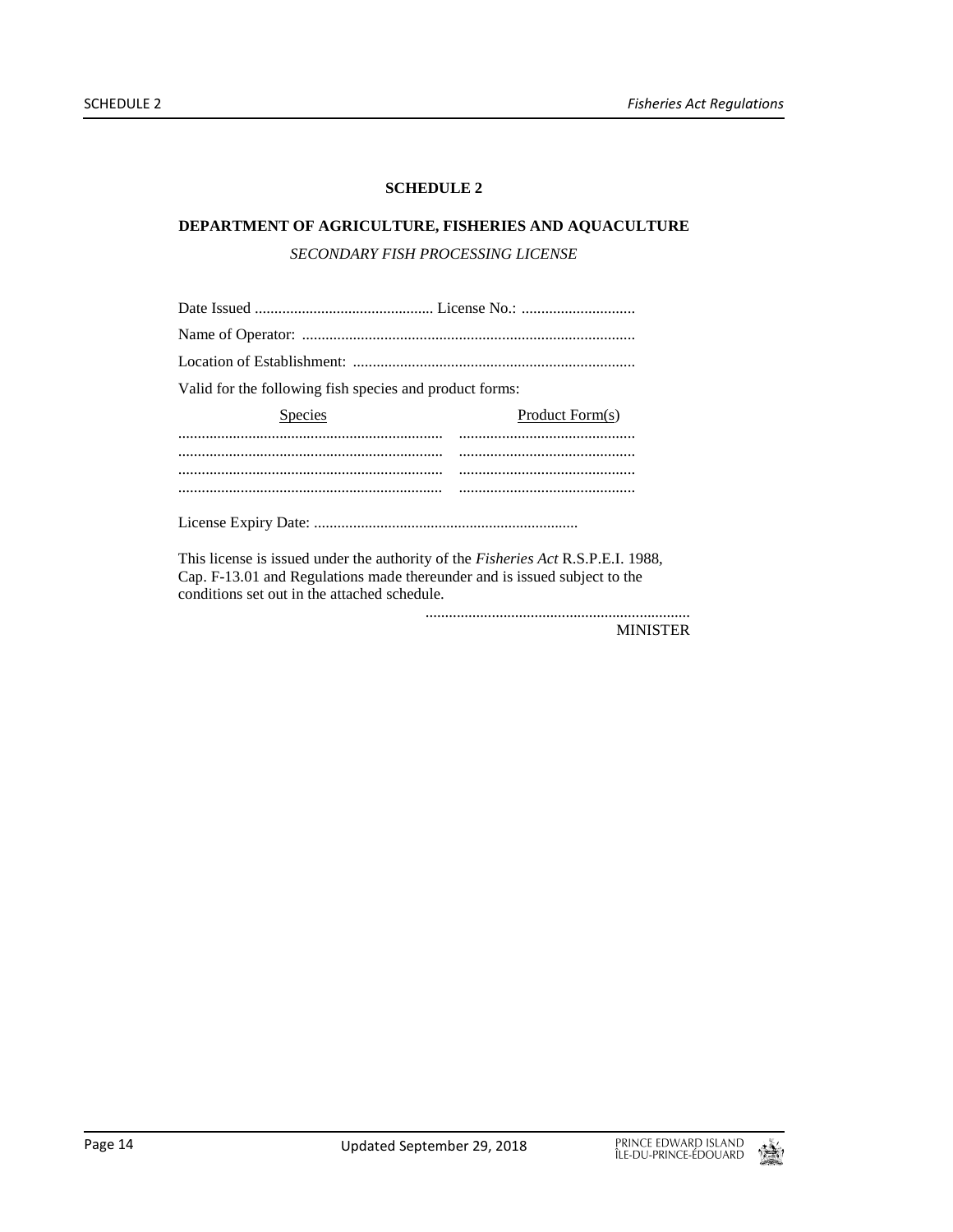# SCHEDULE 2

## DEPARTMENT OF AGRICULTURE, FISHERIES AND AQUACULTURE

*SECONDARY FISH PROCESSING LICENSE*

Date Issued .............................................. License No.: .............................

Name of Operator: .....................................................................................

Location of Establishment: .........................................................................

Valid for the following fish species and product forms:

| Species | Product Form(s) |
|---|---|
| .................................................................... | ............................................. |
| .................................................................... | ............................................. |
| .................................................................... | ............................................. |
| .................................................................... | ............................................. |

License Expiry Date: ....................................................................

This license is issued under the authority of the *Fisheries Act* R.S.P.E.I. 1988, Cap. F-13.01 and Regulations made thereunder and is issued subject to the conditions set out in the attached schedule.

....................................................................
MINISTER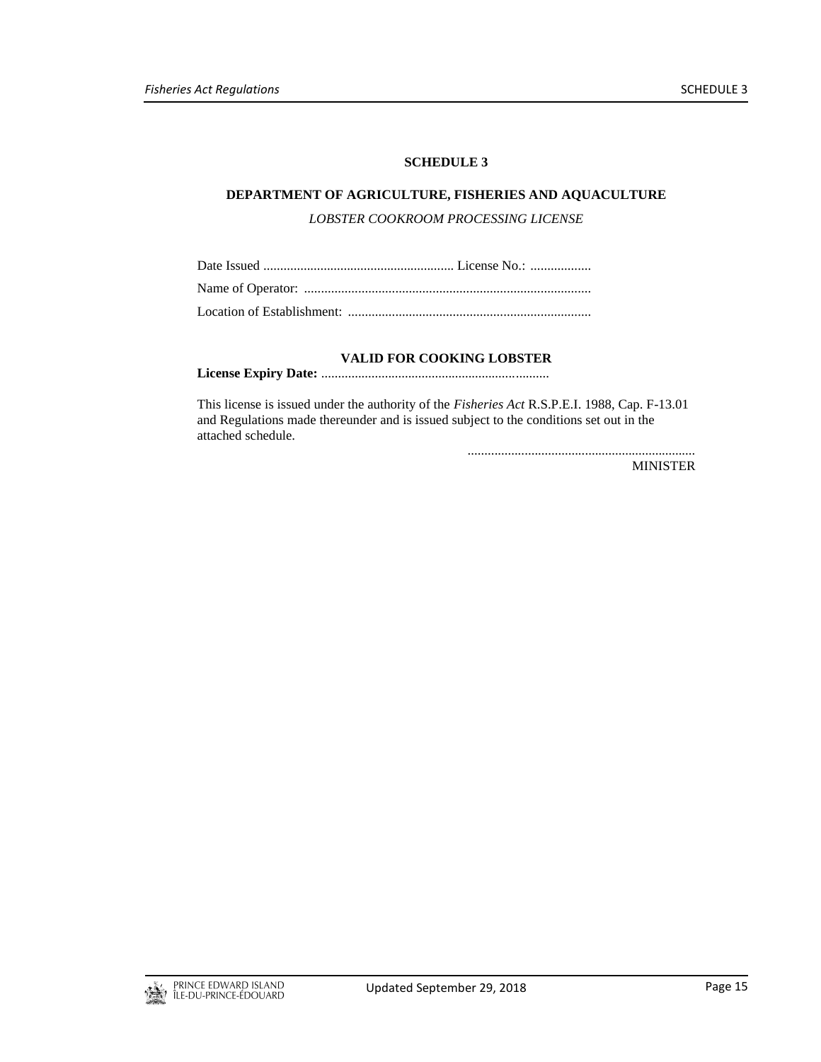# SCHEDULE 3

## DEPARTMENT OF AGRICULTURE, FISHERIES AND AQUACULTURE

*LOBSTER COOKROOM PROCESSING LICENSE*

Date Issued ......................................................... License No.: ..................

Name of Operator: .....................................................................................

Location of Establishment: ........................................................................

**VALID FOR COOKING LOBSTER**

**License Expiry Date:** ....................................................................

This license is issued under the authority of the *Fisheries Act* R.S.P.E.I. 1988, Cap. F-13.01 and Regulations made thereunder and is issued subject to the conditions set out in the attached schedule.

....................................................................
MINISTER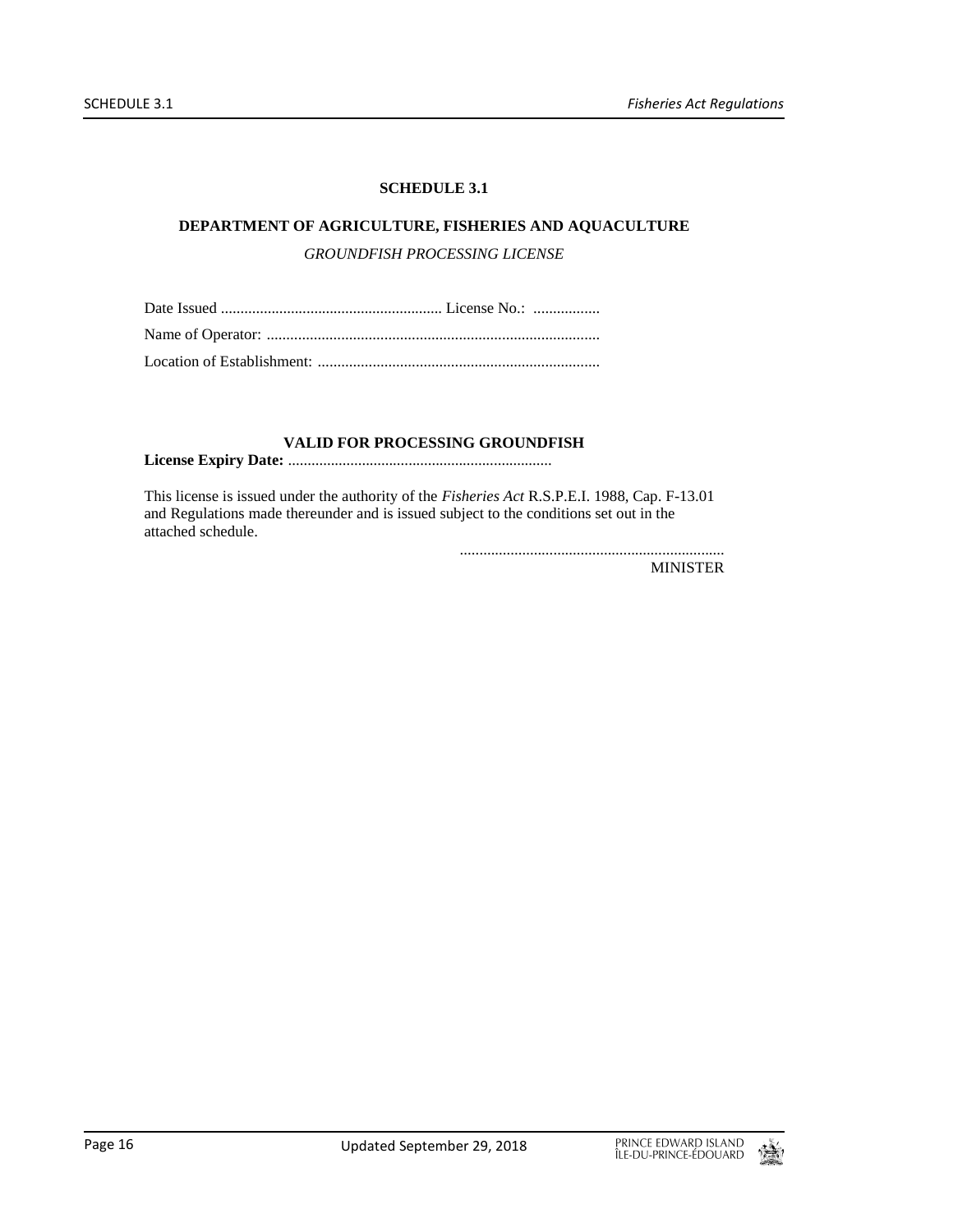# SCHEDULE 3.1

## DEPARTMENT OF AGRICULTURE, FISHERIES AND AQUACULTURE

*GROUNDFISH PROCESSING LICENSE*

Date Issued ......................................................... License No.: .................

Name of Operator: ....................................................................................

Location of Establishment: ........................................................................

**VALID FOR PROCESSING GROUNDFISH**

**License Expiry Date:** ...................................................................

This license is issued under the authority of the *Fisheries Act* R.S.P.E.I. 1988, Cap. F-13.01 and Regulations made thereunder and is issued subject to the conditions set out in the attached schedule.

...................................................................

MINISTER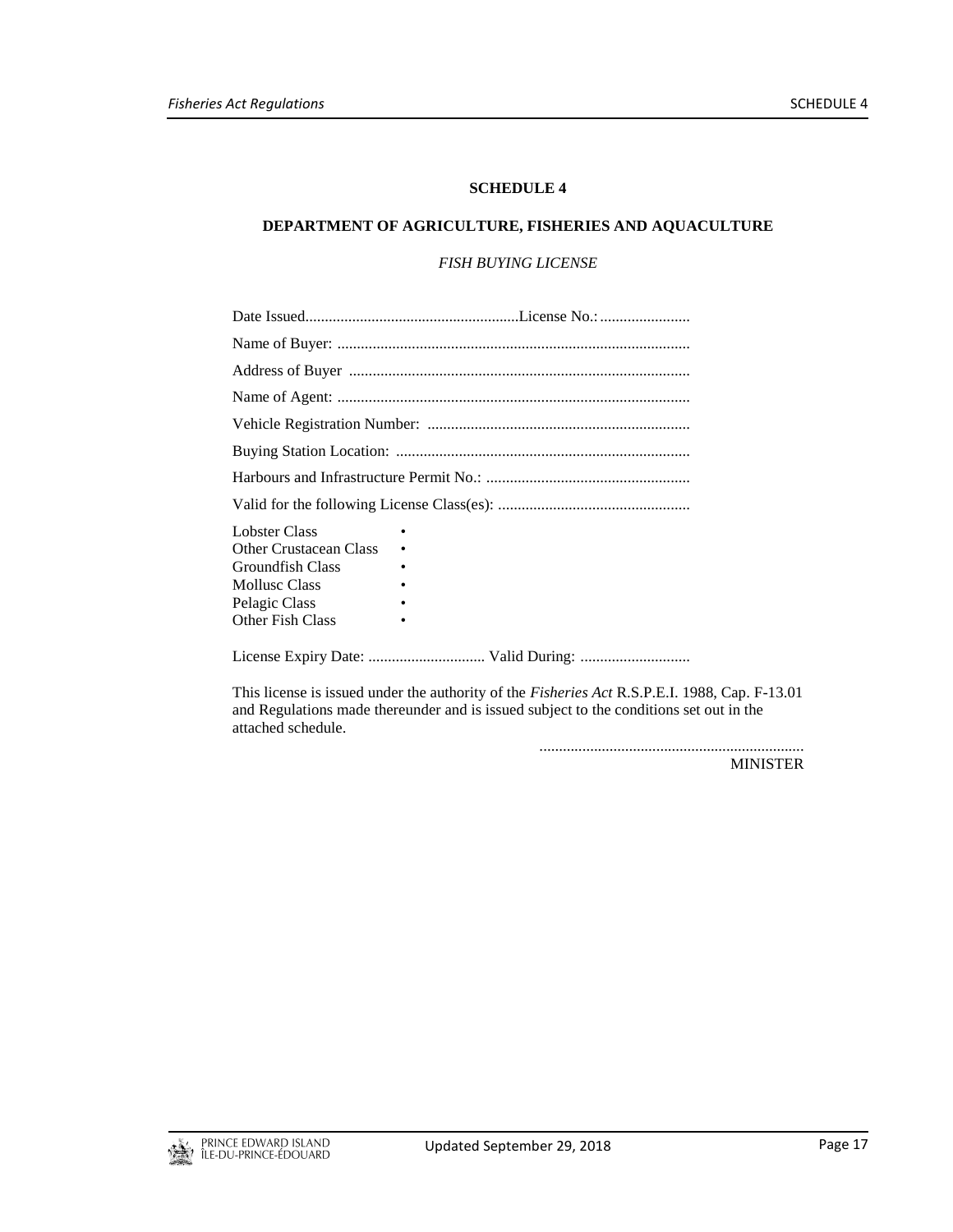## SCHEDULE 4

### DEPARTMENT OF AGRICULTURE, FISHERIES AND AQUACULTURE

*FISH BUYING LICENSE*

Date Issued......................................................License No.:.......................

Name of Buyer: .........................................................................................

Address of Buyer ......................................................................................

Name of Agent: .........................................................................................

Vehicle Registration Number: ..................................................................

Buying Station Location: ..........................................................................

Harbours and Infrastructure Permit No.: ....................................................

Valid for the following License Class(es): .................................................

| | |
|---|---|
| Lobster Class | • |
| Other Crustacean Class | • |
| Groundfish Class | • |
| Mollusc Class | • |
| Pelagic Class | • |
| Other Fish Class | • |

License Expiry Date: .............................. Valid During: ............................

This license is issued under the authority of the *Fisheries Act* R.S.P.E.I. 1988, Cap. F-13.01 and Regulations made thereunder and is issued subject to the conditions set out in the attached schedule.

...................................................................

MINISTER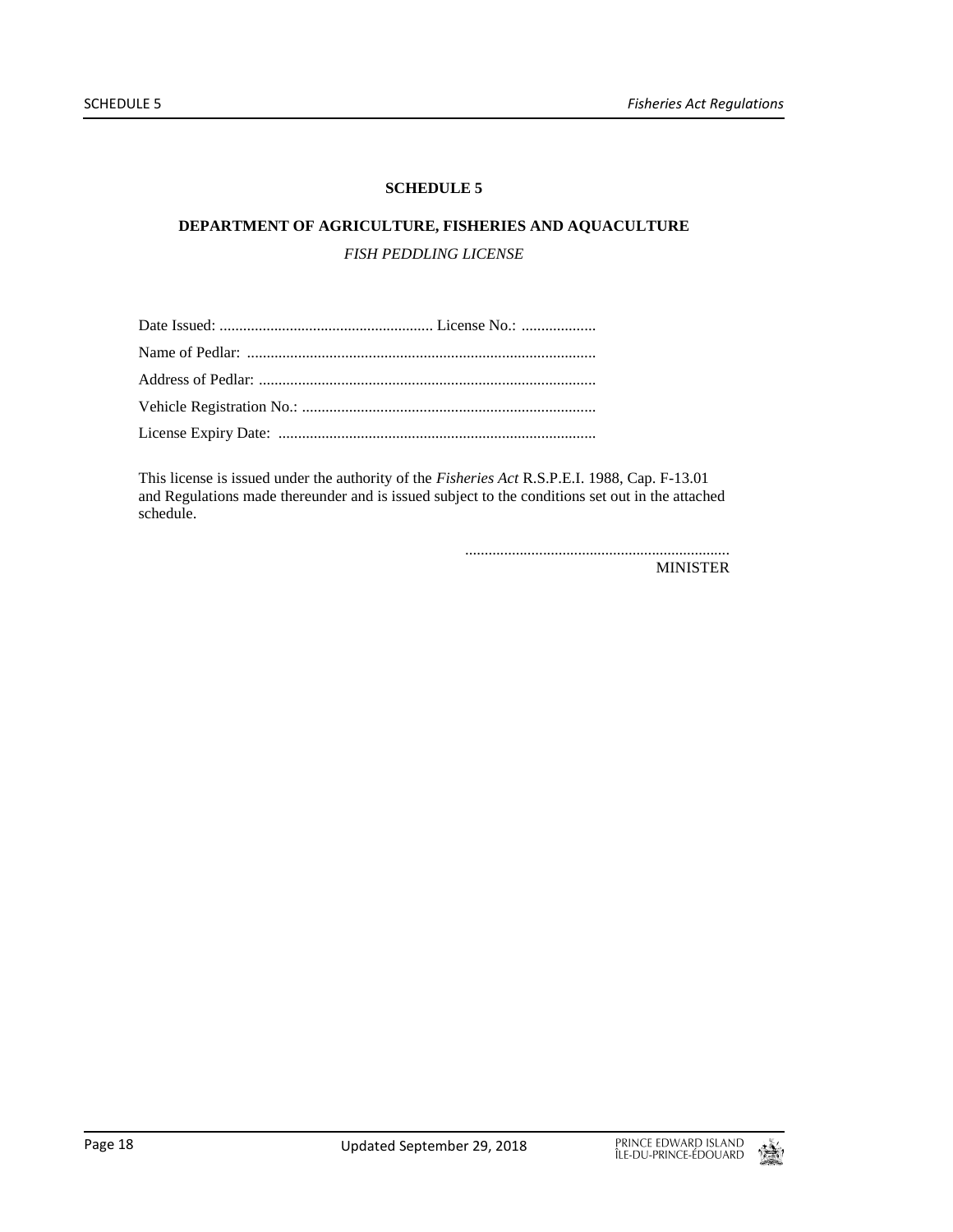## SCHEDULE 5

### DEPARTMENT OF AGRICULTURE, FISHERIES AND AQUACULTURE

*FISH PEDDLING LICENSE*

Date Issued: ....................................................... License No.: ...................

Name of Pedlar: .........................................................................................

Address of Pedlar: ......................................................................................

Vehicle Registration No.: ...........................................................................

License Expiry Date: .................................................................................

This license is issued under the authority of the *Fisheries Act* R.S.P.E.I. 1988, Cap. F-13.01 and Regulations made thereunder and is issued subject to the conditions set out in the attached schedule.

...................................................................
MINISTER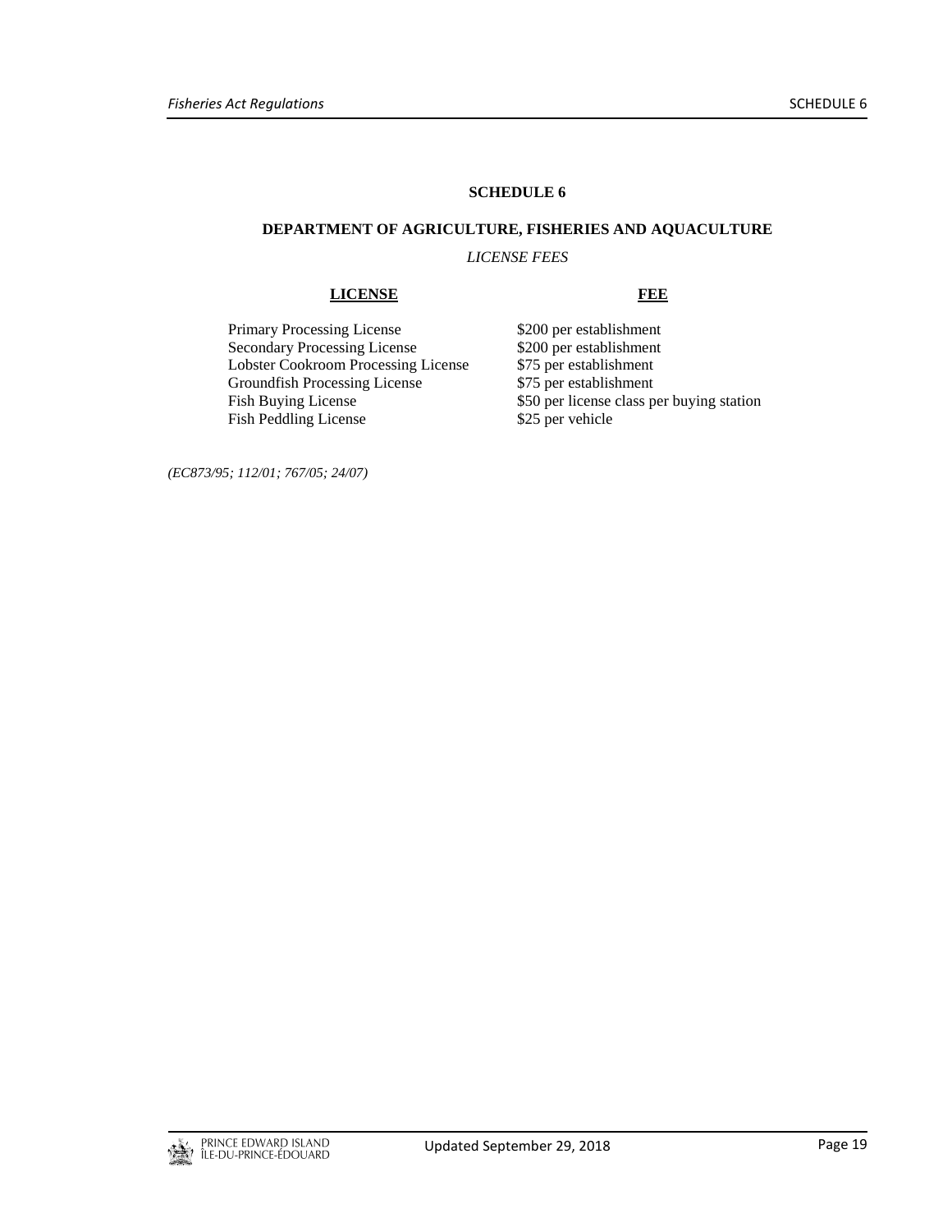# SCHEDULE 6

## DEPARTMENT OF AGRICULTURE, FISHERIES AND AQUACULTURE

*LICENSE FEES*

| **LICENSE** | **FEE** |
| --- | --- |
| Primary Processing License | $200 per establishment |
| Secondary Processing License | $200 per establishment |
| Lobster Cookroom Processing License | $75 per establishment |
| Groundfish Processing License | $75 per establishment |
| Fish Buying License | $50 per license class per buying station |
| Fish Peddling License | $25 per vehicle |

*(EC873/95; 112/01; 767/05; 24/07)*